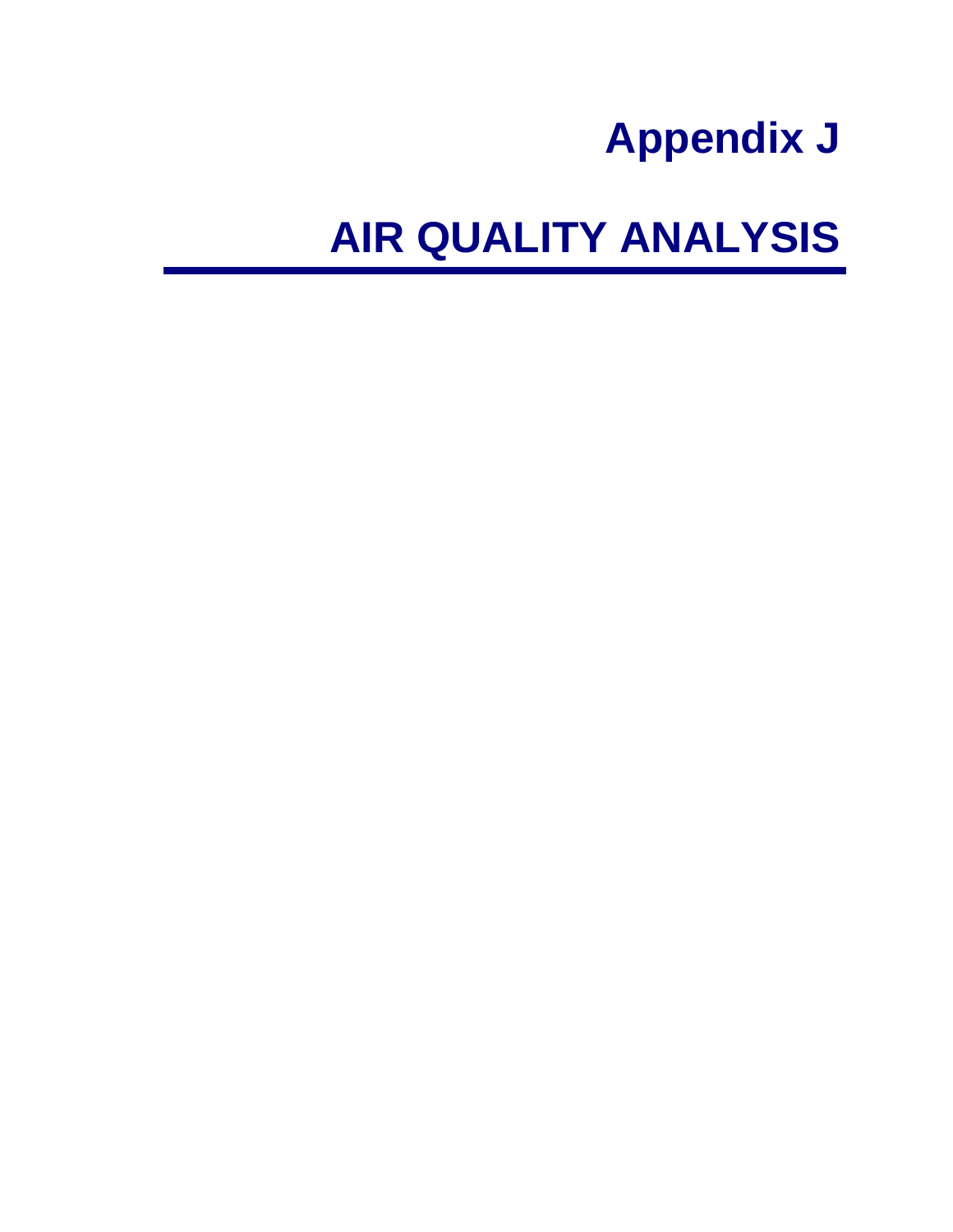# Appendix J

# AIR QUALITY ANALYSIS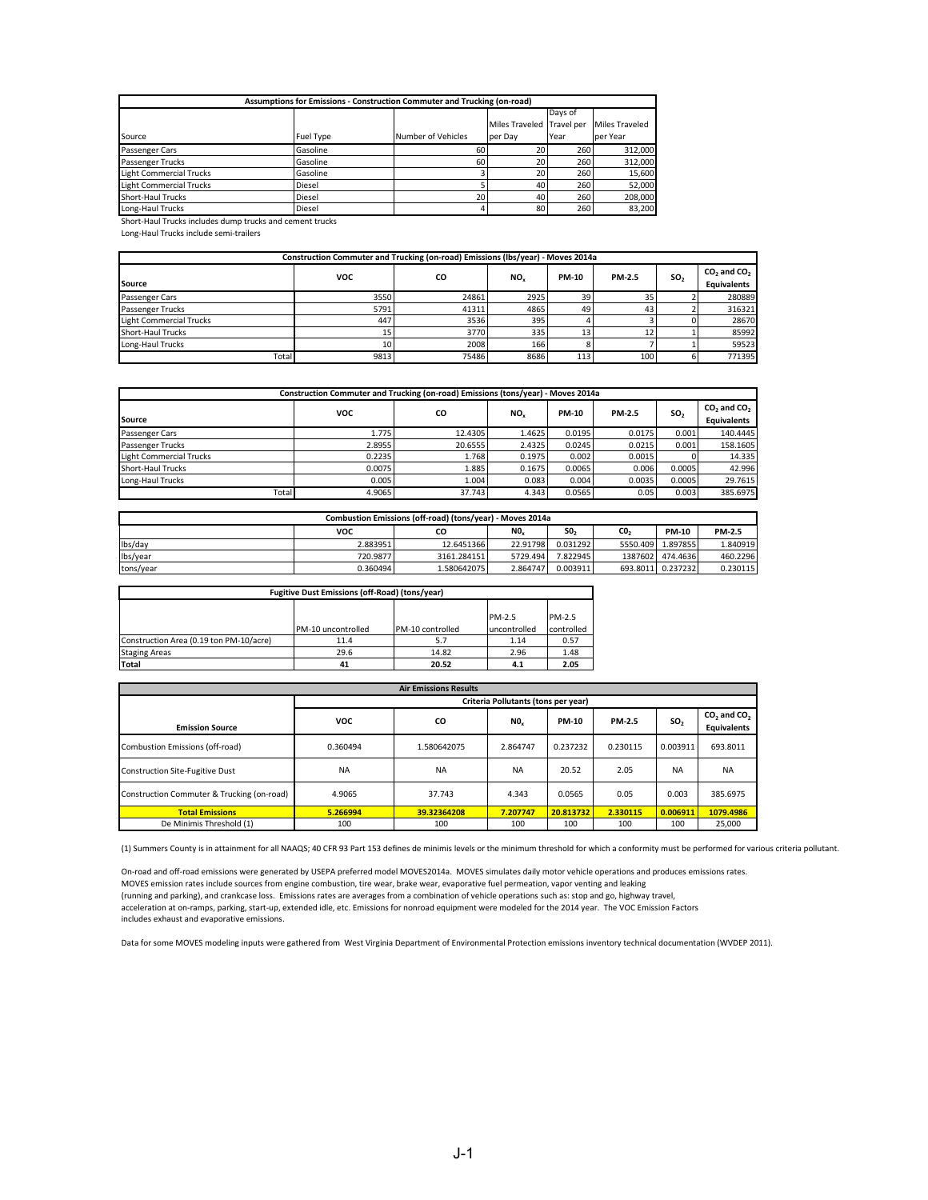| Assumptions for Emissions - Construction Commuter and Trucking (on-road) | | | | | |
|---|---|---|---|---|---|
| Source | Fuel Type | Number of Vehicles | Miles Traveled per Day | Days of Travel per Year | Miles Traveled per Year |
| Passenger Cars | Gasoline | 60 | 20 | 260 | 312,000 |
| Passenger Trucks | Gasoline | 60 | 20 | 260 | 312,000 |
| Light Commercial Trucks | Gasoline | 3 | 20 | 260 | 15,600 |
| Light Commercial Trucks | Diesel | 5 | 40 | 260 | 52,000 |
| Short-Haul Trucks | Diesel | 20 | 40 | 260 | 208,000 |
| Long-Haul Trucks | Diesel | 4 | 80 | 260 | 83,200 |

Short-Haul Trucks includes dump trucks and cement trucks

Long-Haul Trucks include semi-trailers

| Construction Commuter and Trucking (on-road) Emissions (lbs/year) - Moves 2014a | | | | | | | |
|---|---|---|---|---|---|---|---|
| Source | VOC | CO | $NO_x$ | PM-10 | PM-2.5 | $SO_2$ | $CO_2$ and $CO_2$ Equivalents |
| Passenger Cars | 3550 | 24861 | 2925 | 39 | 35 | 2 | 280889 |
| Passenger Trucks | 5791 | 41311 | 4865 | 49 | 43 | 2 | 316321 |
| Light Commercial Trucks | 447 | 3536 | 395 | 4 | 3 | 0 | 28670 |
| Short-Haul Trucks | 15 | 3770 | 335 | 13 | 12 | 1 | 85992 |
| Long-Haul Trucks | 10 | 2008 | 166 | 8 | 7 | 1 | 59523 |
| Total | 9813 | 75486 | 8686 | 113 | 100 | 6 | 771395 |

| Construction Commuter and Trucking (on-road) Emissions (tons/year) - Moves 2014a | | | | | | | |
|---|---|---|---|---|---|---|---|
| Source | VOC | CO | $NO_x$ | PM-10 | PM-2.5 | $SO_2$ | $CO_2$ and $CO_2$ Equivalents |
| Passenger Cars | 1.775 | 12.4305 | 1.4625 | 0.0195 | 0.0175 | 0.001 | 140.4445 |
| Passenger Trucks | 2.8955 | 20.6555 | 2.4325 | 0.0245 | 0.0215 | 0.001 | 158.1605 |
| Light Commercial Trucks | 0.2235 | 1.768 | 0.1975 | 0.002 | 0.0015 | 0 | 14.335 |
| Short-Haul Trucks | 0.0075 | 1.885 | 0.1675 | 0.0065 | 0.006 | 0.0005 | 42.996 |
| Long-Haul Trucks | 0.005 | 1.004 | 0.083 | 0.004 | 0.0035 | 0.0005 | 29.7615 |
| Total | 4.9065 | 37.743 | 4.343 | 0.0565 | 0.05 | 0.003 | 385.6975 |

| Combustion Emissions (off-road) (tons/year) - Moves 2014a | | | | | | | |
|---|---|---|---|---|---|---|---|
| | VOC | CO | $NO_x$ | $SO_2$ | $CO_2$ | PM-10 | PM-2.5 |
| lbs/day | 2.883951 | 12.6451366 | 22.91798 | 0.031292 | 5550.409 | 1.897855 | 1.840919 |
| lbs/year | 720.9877 | 3161.284151 | 5729.494 | 7.822945 | 1387602 | 474.4636 | 460.2296 |
| tons/year | 0.360494 | 1.580642075 | 2.864747 | 0.003911 | 693.8011 | 0.237232 | 0.230115 |

| Fugitive Dust Emissions (off-Road) (tons/year) | | | | |
|---|---|---|---|---|
| | PM-10 uncontrolled | PM-10 controlled | PM-2.5 uncontrolled | PM-2.5 controlled |
| Construction Area (0.19 ton PM-10/acre) | 11.4 | 5.7 | 1.14 | 0.57 |
| Staging Areas | 29.6 | 14.82 | 2.96 | 1.48 |
| **Total** | **41** | **20.52** | **4.1** | **2.05** |

| Air Emissions Results | | | | | | | |
|---|---|---|---|---|---|---|---|
| | Criteria Pollutants (tons per year) | | | | | | |
| Emission Source | VOC | CO | $NO_x$ | PM-10 | PM-2.5 | $SO_2$ | $CO_2$ and $CO_2$ Equivalents |
| Combustion Emissions (off-road) | 0.360494 | 1.580642075 | 2.864747 | 0.237232 | 0.230115 | 0.003911 | 693.8011 |
| Construction Site-Fugitive Dust | NA | NA | NA | 20.52 | 2.05 | NA | NA |
| Construction Commuter & Trucking (on-road) | 4.9065 | 37.743 | 4.343 | 0.0565 | 0.05 | 0.003 | 385.6975 |
| **Total Emissions** | **5.266994** | **39.32364208** | **7.207747** | **20.813732** | **2.330115** | **0.006911** | **1079.4986** |
| De Minimis Threshold (1) | 100 | 100 | 100 | 100 | 100 | 100 | 25,000 |

(1) Summers County is in attainment for all NAAQS; 40 CFR 93 Part 153 defines de minimis levels or the minimum threshold for which a conformity must be performed for various criteria pollutant.

On-road and off-road emissions were generated by USEPA preferred model MOVES2014a. MOVES simulates daily motor vehicle operations and produces emissions rates. MOVES emission rates include sources from engine combustion, tire wear, brake wear, evaporative fuel permeation, vapor venting and leaking (running and parking), and crankcase loss. Emissions rates are averages from a combination of vehicle operations such as: stop and go, highway travel, acceleration at on-ramps, parking, start-up, extended idle, etc. Emissions for nonroad equipment were modeled for the 2014 year. The VOC Emission Factors includes exhaust and evaporative emissions.

Data for some MOVES modeling inputs were gathered from West Virginia Department of Environmental Protection emissions inventory technical documentation (WVDEP 2011).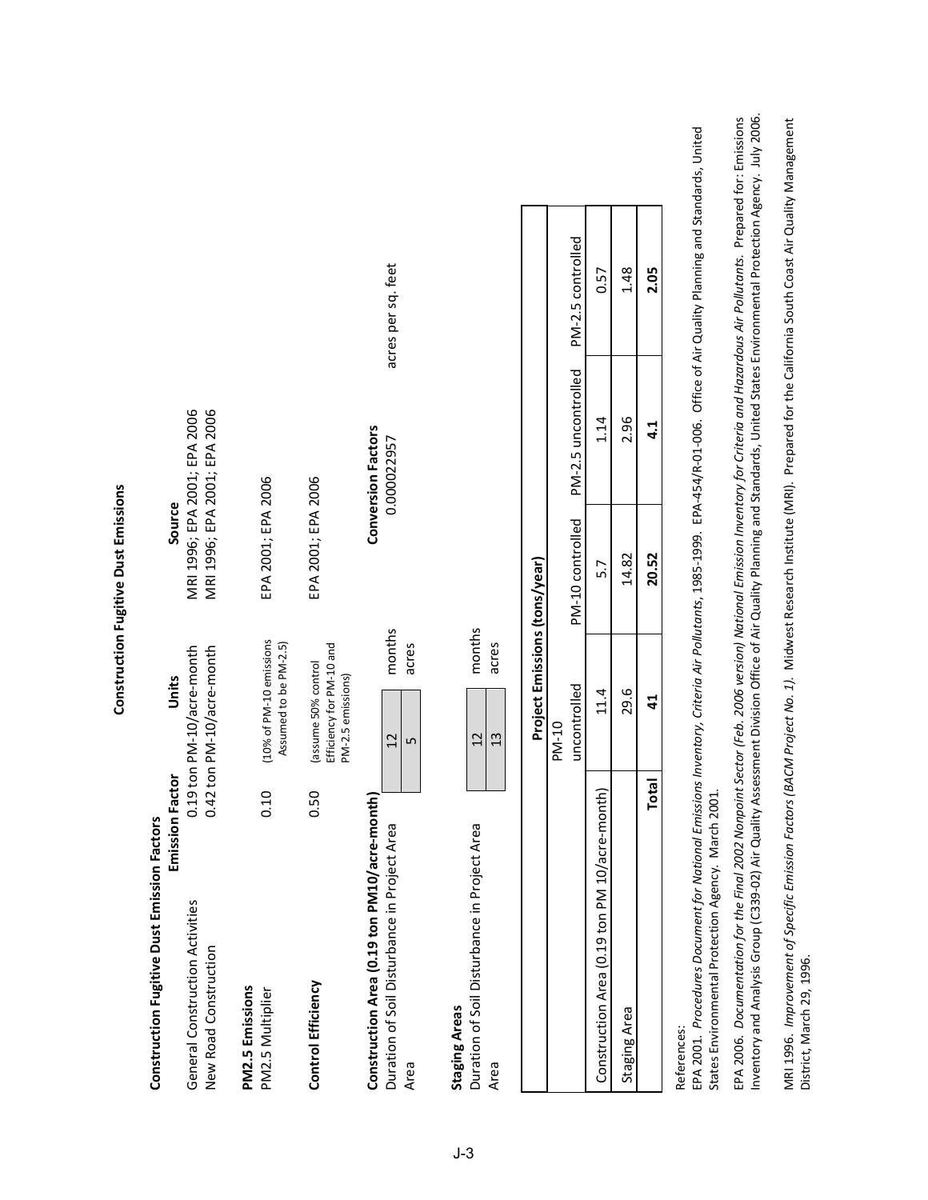# Construction Fugitive Dust Emissions

## Construction Fugitive Dust Emission Factors

| | Emission Factor | Units | Source |
|---|---|---|---|
| General Construction Activities | 0.19 | ton PM-10/acre-month | MRI 1996; EPA 2001; EPA 2006 |
| New Road Construction | 0.42 | ton PM-10/acre-month | MRI 1996; EPA 2001; EPA 2006 |

**PM2.5 Emissions**

| | | | |
|---|---|---|---|
| PM2.5 Multiplier | 0.10 | (10% of PM-10 emissions Assumed to be PM-2.5) | EPA 2001; EPA 2006 |

| | | | |
|---|---|---|---|
| **Control Efficiency** | 0.50 | (assume 50% control Efficiency for PM-10 and PM-2.5 emissions) | EPA 2001; EPA 2006 |

**Construction Area (0.19 ton PM10/acre-month)**

| | | | Conversion Factors | |
|---|---|---|---|---|
| Duration of Soil Disturbance in Project Area | 12 | months | 0.000022957 | acres per sq. feet |
| Area | 5 | acres | | |

**Staging Areas**

| | | |
|---|---|---|
| Duration of Soil Disturbance in Project Area | 12 | months |
| Area | 13 | acres |

| | Project Emissions (tons/year) | | | |
|---|---|---|---|---|
| | PM-10 uncontrolled | PM-10 controlled | PM-2.5 uncontrolled | PM-2.5 controlled |
| Construction Area (0.19 ton PM 10/acre-month) | 11.4 | 5.7 | 1.14 | 0.57 |
| Staging Area | 29.6 | 14.82 | 2.96 | 1.48 |
| **Total** | **41** | **20.52** | **4.1** | **2.05** |

References:

EPA 2001. *Procedures Document for National Emissions Inventory, Criteria Air Pollutants, 1985-1999*. EPA-454/R-01-006. Office of Air Quality Planning and Standards, United States Environmental Protection Agency. March 2001.

EPA 2006. *Documentation for the Final 2002 Nonpoint Sector (Feb. 2006 version) National Emission Inventory for Criteria and Hazardous Air Pollutants*. Prepared for: Emissions Inventory and Analysis Group (C339-02) Air Quality Assessment Division Office of Air Quality Planning and Standards, United States Environmental Protection Agency. July 2006.

MRI 1996. *Improvement of Specific Emission Factors (BACM Project No. 1)*. Midwest Research Institute (MRI). Prepared for the California South Coast Air Quality Management District, March 29, 1996.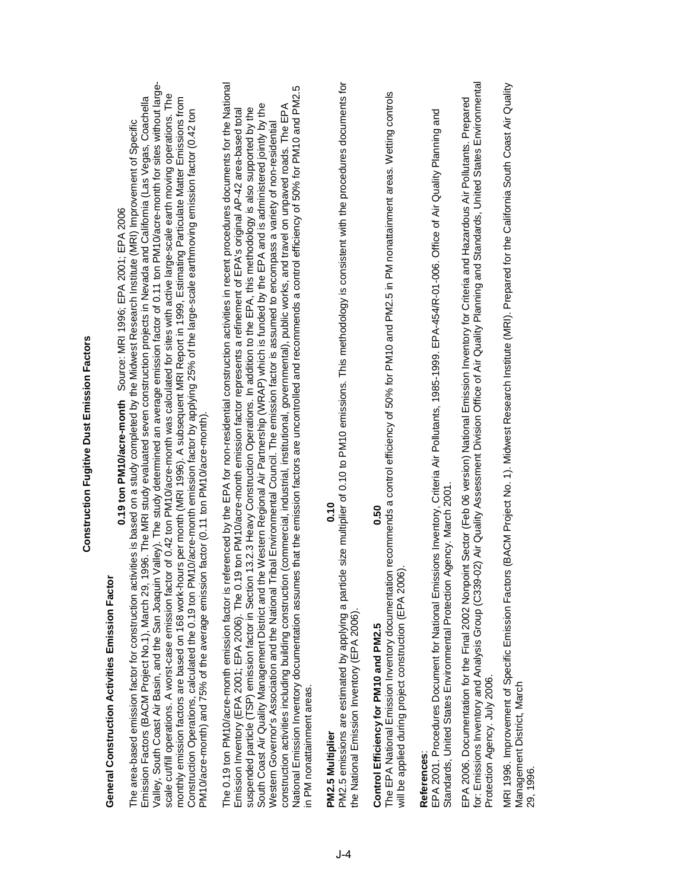# Construction Fugitive Dust Emission Factors

## General Construction Activities Emission Factor

**0.19 ton PM10/acre-month** Source: MRI 1996; EPA 2001; EPA 2006

The area-based emission factor for construction activities is based on a study completed by the Midwest Research Institute (MRI) Improvement of Specific Emission Factors (BACM Project No.1), March 29, 1996. The MRI study evaluated seven construction projects in Nevada and California (Las Vegas, Coachella Valley, South Coast Air Basin, and the San Joaquin Valley). The study determined an average emission factor of 0.11 ton PM10/acre-month for sites without large-scale cut/fill operations. A worst-case emission factor of 0.42 ton PM10/acre-month was calculated for sites with active large-scale earth moving operations. The monthly emission factors are based on 168 work-hours per month (MRI 1996). A subsequent MRI Report in 1999, Estimating Particulate Matter Emissions from Construction Operations, calculated the 0.19 ton PM10/acre-month emission factor by applying 25% of the large-scale earthmoving emission factor (0.42 ton PM10/acre-month) and 75% of the average emission factor (0.11 ton PM10/acre-month).

The 0.19 ton PM10/acre-month emission factor is referenced by the EPA for non-residential construction activities in recent procedures documents for the National Emission Inventory (EPA 2001; EPA 2006). The 0.19 ton PM10/acre-month emission factor represents a refinement of EPA's original AP-42 area-based total suspended particle (TSP) emission factor in Section 13.2.3 Heavy Construction Operations. In addition to the EPA, this methodology is also supported by the South Coast Air Quality Management District and the Western Regional Air Partnership (WRAP) which is funded by the EPA and is administered jointly by the Western Governor's Association and the National Tribal Environmental Council. The emission factor is assumed to encompass a variety of non-residential construction activities including building construction (commercial, industrial, institutional, governmental), public works, and travel on unpaved roads. The EPA National Emission Inventory documentation assumes that the emission factors are uncontrolled and recommends a control efficiency of 50% for PM10 and PM2.5 in PM nonattainment areas.

## PM2.5 Multiplier

**0.10**

PM2.5 emissions are estimated by applying a particle size multiplier of 0.10 to PM10 emissions. This methodology is consistent with the procedures documents for the National Emission Inventory (EPA 2006).

## Control Efficiency for PM10 and PM2.5

**0.50**

The EPA National Emission Inventory documentation recommends a control efficiency of 50% for PM10 and PM2.5 in PM nonattainment areas. Wetting controls will be applied during project construction (EPA 2006).

**References**:

EPA 2001. Procedures Document for National Emissions Inventory, Criteria Air Pollutants, 1985-1999. EPA-454/R-01-006. Office of Air Quality Planning and Standards, United States Environmental Protection Agency. March 2001.

EPA 2006. Documentation for the Final 2002 Nonpoint Sector (Feb 06 version) National Emission Inventory for Criteria and Hazardous Air Pollutants. Prepared for: Emissions Inventory and Analysis Group (C339-02) Air Quality Assessment Division Office of Air Quality Planning and Standards, United States Environmental Protection Agency. July 2006.

MRI 1996. Improvement of Specific Emission Factors (BACM Project No. 1). Midwest Research Institute (MRI). Prepared for the California South Coast Air Quality Management District, March 29, 1996.